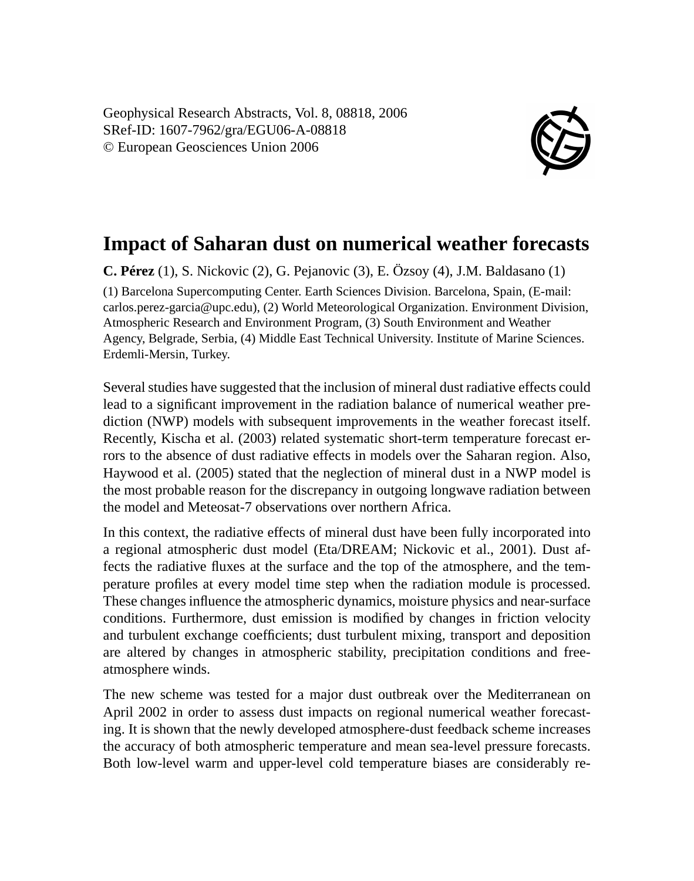Geophysical Research Abstracts, Vol. 8, 08818, 2006
SRef-ID: 1607-7962/gra/EGU06-A-08818
© European Geosciences Union 2006

# Impact of Saharan dust on numerical weather forecasts

**C. Pérez** (1), S. Nickovic (2), G. Pejanovic (3), E. Özsoy (4), J.M. Baldasano (1)

(1) Barcelona Supercomputing Center. Earth Sciences Division. Barcelona, Spain, (E-mail: carlos.perez-garcia@upc.edu), (2) World Meteorological Organization. Environment Division, Atmospheric Research and Environment Program, (3) South Environment and Weather Agency, Belgrade, Serbia, (4) Middle East Technical University. Institute of Marine Sciences. Erdemli-Mersin, Turkey.

Several studies have suggested that the inclusion of mineral dust radiative effects could lead to a significant improvement in the radiation balance of numerical weather prediction (NWP) models with subsequent improvements in the weather forecast itself. Recently, Kischa et al. (2003) related systematic short-term temperature forecast errors to the absence of dust radiative effects in models over the Saharan region. Also, Haywood et al. (2005) stated that the neglection of mineral dust in a NWP model is the most probable reason for the discrepancy in outgoing longwave radiation between the model and Meteosat-7 observations over northern Africa.

In this context, the radiative effects of mineral dust have been fully incorporated into a regional atmospheric dust model (Eta/DREAM; Nickovic et al., 2001). Dust affects the radiative fluxes at the surface and the top of the atmosphere, and the temperature profiles at every model time step when the radiation module is processed. These changes influence the atmospheric dynamics, moisture physics and near-surface conditions. Furthermore, dust emission is modified by changes in friction velocity and turbulent exchange coefficients; dust turbulent mixing, transport and deposition are altered by changes in atmospheric stability, precipitation conditions and free-atmosphere winds.

The new scheme was tested for a major dust outbreak over the Mediterranean on April 2002 in order to assess dust impacts on regional numerical weather forecasting. It is shown that the newly developed atmosphere-dust feedback scheme increases the accuracy of both atmospheric temperature and mean sea-level pressure forecasts. Both low-level warm and upper-level cold temperature biases are considerably re-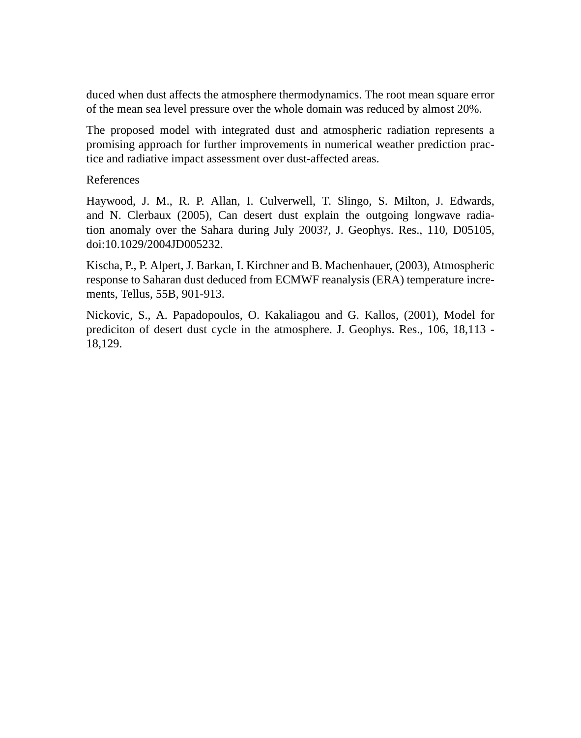duced when dust affects the atmosphere thermodynamics. The root mean square error of the mean sea level pressure over the whole domain was reduced by almost 20%.

The proposed model with integrated dust and atmospheric radiation represents a promising approach for further improvements in numerical weather prediction practice and radiative impact assessment over dust-affected areas.

References

Haywood, J. M., R. P. Allan, I. Culverwell, T. Slingo, S. Milton, J. Edwards, and N. Clerbaux (2005), Can desert dust explain the outgoing longwave radiation anomaly over the Sahara during July 2003?, J. Geophys. Res., 110, D05105, doi:10.1029/2004JD005232.

Kischa, P., P. Alpert, J. Barkan, I. Kirchner and B. Machenhauer, (2003), Atmospheric response to Saharan dust deduced from ECMWF reanalysis (ERA) temperature increments, Tellus, 55B, 901-913.

Nickovic, S., A. Papadopoulos, O. Kakaliagou and G. Kallos, (2001), Model for prediciton of desert dust cycle in the atmosphere. J. Geophys. Res., 106, 18,113 - 18,129.